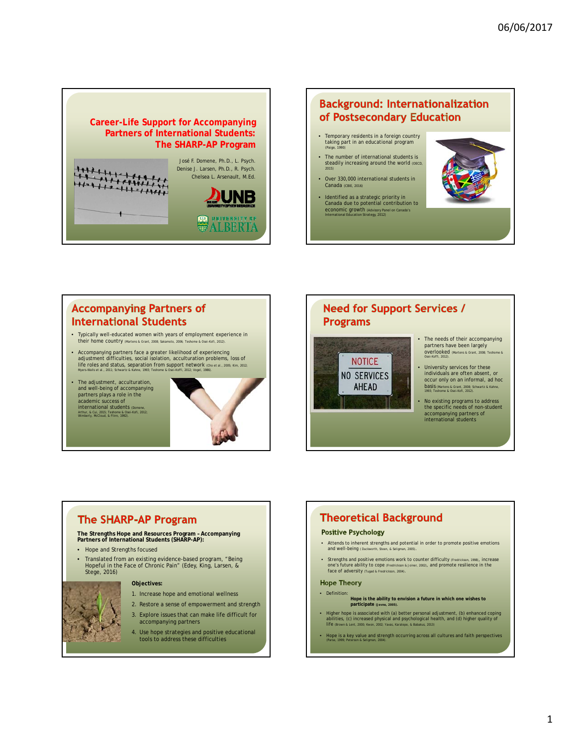06/06/2017

# Career-Life Support for Accompanying Partners of International Students: The SHARP-AP Program

José F. Domene, Ph.D., L. Psych.
Denise J. Larsen, Ph.D., R. Psych.
Chelsea L. Arsenault, M.Ed.

UNB — University of New Brunswick
University of Alberta

## Background: Internationalization of Postsecondary Education

- Temporary residents in a foreign country taking part in an educational program (Paige, 1990)
- The number of international students is steadily increasing around the world (OECD, 2015)
- Over 330,000 international students in Canada (CBIE, 2016)
- Identified as a strategic priority in Canada due to potential contribution to economic growth (Advisory Panel on Canada's International Education Strategy, 2012)

## Accompanying Partners of International Students

- Typically well-educated women with years of employment experience in their home country (Martens & Grant, 2008; Sakamoto, 2006; Teshome & Osei-Kofi, 2012).
- Accompanying partners face a greater likelihood of experiencing adjustment difficulties, social isolation, acculturation problems, loss of life roles and status, separation from support network (Cho et al., 2005; Kim, 2012; Myers-Walls et al., 2011; Schwartz & Kahne, 1993; Teshome & Osei-Kofi, 2012; Vogel, 1986).
- The adjustment, acculturation, and well-being of accompanying partners plays a role in the academic success of international students (Domene, Arthur, & Cui, 2015; Teshome & Osei-Kofi, 2012; Wimberly, McCloud, & Flinn, 1992).

## Need for Support Services / Programs

- The needs of their accompanying partners have been largely overlooked (Martens & Grant, 2008; Teshome & Osei-Kofi, 2012).
- University services for these individuals are often absent, or occur only on an informal, ad hoc basis (Martens & Grant, 2008; Schwartz & Kahne, 1993; Teshome & Osei-Kofi, 2012).
- No existing programs to address the specific needs of non-student accompanying partners of international students

## The SHARP-AP Program

**The Strengths Hope and Resources Program – Accompanying Partners of International Students (SHARP-AP):**

- Hope and Strengths focused
- Translated from an existing evidence-based program, "Being Hopeful in the Face of Chronic Pain" (Edey, King, Larsen, & Stege, 2016)

**Objectives:**

1. Increase hope and emotional wellness
2. Restore a sense of empowerment and strength
3. Explore issues that can make life difficult for accompanying partners
4. Use hope strategies and positive educational tools to address these difficulties

## Theoretical Background

### Positive Psychology

- Attends to inherent strengths and potential in order to promote positive emotions and well-being (Duckworth, Steen, & Seligman, 2005).
- Strengths and positive emotions work to counter difficulty (Fredrickson, 1998), increase one's future ability to cope (Fredrickson & Joiner, 2002), and promote resilience in the face of adversity (Tugad & Fredrickson, 2004).

### Hope Theory

- Definition:
  **Hope is the ability to envision a future in which one wishes to participate (Jevne, 2005).**
- Higher hope is associated with (a) better personal adjustment, (b) enhanced coping abilities, (c) increased physical and psychological health, and (d) higher quality of life (Brown & Lent, 2000; Kwon, 2002; Yavas, Karatepe, & Babakus, 2013)
- Hope is a key value and strength occurring across all cultures and faith perspectives (Parse, 1999; Peterson & Seligman, 2004).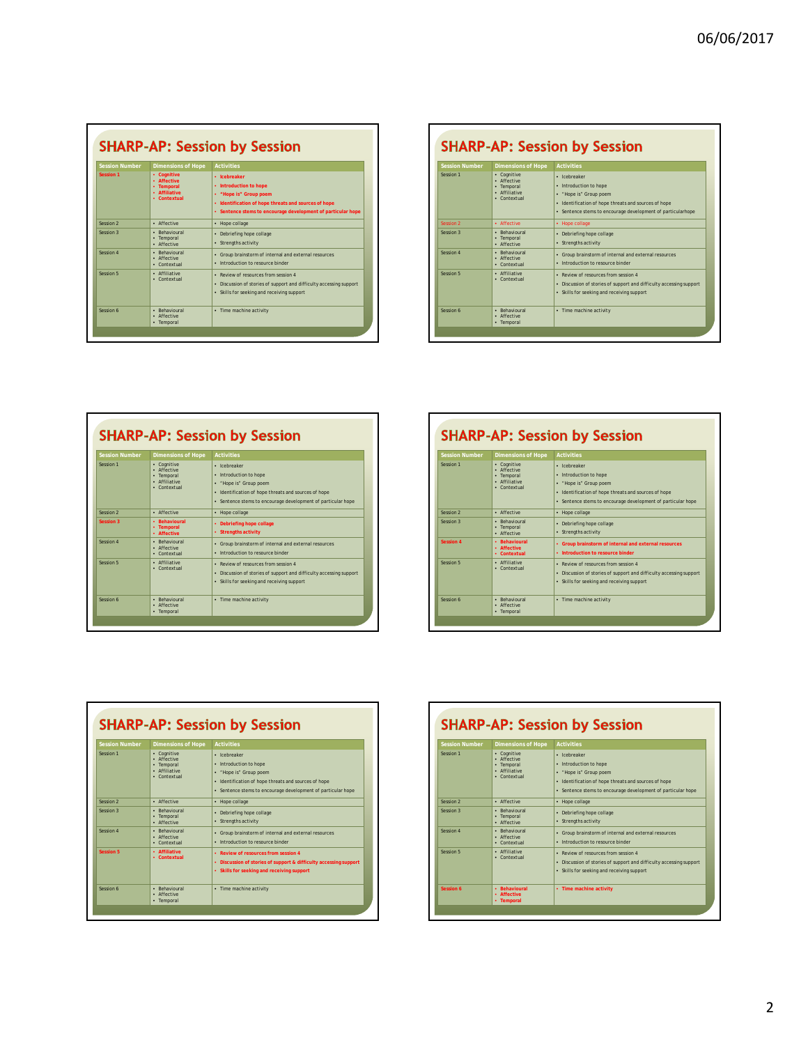## SHARP-AP: Session by Session

| Session Number | Dimensions of Hope | Activities |
|---|---|---|
| **Session 1** | **• Cognitive<br>• Affective<br>• Temporal<br>• Affiliative<br>• Contextual** | **• Icebreaker<br>• Introduction to hope<br>• "Hope is" Group poem<br>• Identification of hope threats and sources of hope<br>• Sentence stems to encourage development of particular hope** |
| Session 2 | • Affective | • Hope collage |
| Session 3 | • Behavioural<br>• Temporal<br>• Affective | • Debriefing hope collage<br>• Strengths activity |
| Session 4 | • Behavioural<br>• Affective<br>• Contextual | • Group brainstorm of internal and external resources<br>• Introduction to resource binder |
| Session 5 | • Affiliative<br>• Contextual | • Review of resources from session 4<br>• Discussion of stories of support and difficulty accessing support<br>• Skills for seeking and receiving support |
| Session 6 | • Behavioural<br>• Affective<br>• Temporal | • Time machine activity |

## SHARP-AP: Session by Session

| Session Number | Dimensions of Hope | Activities |
|---|---|---|
| Session 1 | • Cognitive<br>• Affective<br>• Temporal<br>• Affiliative<br>• Contextual | • Icebreaker<br>• Introduction to hope<br>• "Hope is" Group poem<br>• Identification of hope threats and sources of hope<br>• Sentence stems to encourage development of particularhope |
| **Session 2** | **• Affective** | **• Hope collage** |
| Session 3 | • Behavioural<br>• Temporal<br>• Affective | • Debriefing hope collage<br>• Strengths activity |
| Session 4 | • Behavioural<br>• Affective<br>• Contextual | • Group brainstorm of internal and external resources<br>• Introduction to resource binder |
| Session 5 | • Affiliative<br>• Contextual | • Review of resources from session 4<br>• Discussion of stories of support and difficulty accessing support<br>• Skills for seeking and receiving support |
| Session 6 | • Behavioural<br>• Affective<br>• Temporal | • Time machine activity |

## SHARP-AP: Session by Session

| Session Number | Dimensions of Hope | Activities |
|---|---|---|
| Session 1 | • Cognitive<br>• Affective<br>• Temporal<br>• Affiliative<br>• Contextual | • Icebreaker<br>• Introduction to hope<br>• "Hope is" Group poem<br>• Identification of hope threats and sources of hope<br>• Sentence stems to encourage development of particular hope |
| Session 2 | • Affective | • Hope collage |
| **Session 3** | **• Behavioural<br>• Temporal<br>• Affective** | **• Debriefing hope collage<br>• Strengths activity** |
| Session 4 | • Behavioural<br>• Affective<br>• Contextual | • Group brainstorm of internal and external resources<br>• Introduction to resource binder |
| Session 5 | • Affiliative<br>• Contextual | • Review of resources from session 4<br>• Discussion of stories of support and difficulty accessing support<br>• Skills for seeking and receiving support |
| Session 6 | • Behavioural<br>• Affective<br>• Temporal | • Time machine activity |

## SHARP-AP: Session by Session

| Session Number | Dimensions of Hope | Activities |
|---|---|---|
| Session 1 | • Cognitive<br>• Affective<br>• Temporal<br>• Affiliative<br>• Contextual | • Icebreaker<br>• Introduction to hope<br>• "Hope is" Group poem<br>• Identification of hope threats and sources of hope<br>• Sentence stems to encourage development of particular hope |
| Session 2 | • Affective | • Hope collage |
| Session 3 | • Behavioural<br>• Temporal<br>• Affective | • Debriefing hope collage<br>• Strengths activity |
| **Session 4** | **• Behavioural<br>• Affective<br>• Contextual** | **• Group brainstorm of internal and external resources<br>• Introduction to resource binder** |
| Session 5 | • Affiliative<br>• Contextual | • Review of resources from session 4<br>• Discussion of stories of support and difficulty accessing support<br>• Skills for seeking and receiving support |
| Session 6 | • Behavioural<br>• Affective<br>• Temporal | • Time machine activity |

## SHARP-AP: Session by Session

| Session Number | Dimensions of Hope | Activities |
|---|---|---|
| Session 1 | • Cognitive<br>• Affective<br>• Temporal<br>• Affiliative<br>• Contextual | • Icebreaker<br>• Introduction to hope<br>• "Hope is" Group poem<br>• Identification of hope threats and sources of hope<br>• Sentence stems to encourage development of particular hope |
| Session 2 | • Affective | • Hope collage |
| Session 3 | • Behavioural<br>• Temporal<br>• Affective | • Debriefing hope collage<br>• Strengths activity |
| Session 4 | • Behavioural<br>• Affective<br>• Contextual | • Group brainstorm of internal and external resources<br>• Introduction to resource binder |
| **Session 5** | **• Affiliative<br>• Contextual** | **• Review of resources from session 4<br>• Discussion of stories of support & difficulty accessing support<br>• Skills for seeking and receiving support** |
| Session 6 | • Behavioural<br>• Affective<br>• Temporal | • Time machine activity |

## SHARP-AP: Session by Session

| Session Number | Dimensions of Hope | Activities |
|---|---|---|
| Session 1 | • Cognitive<br>• Affective<br>• Temporal<br>• Affiliative<br>• Contextual | • Icebreaker<br>• Introduction to hope<br>• "Hope is" Group poem<br>• Identification of hope threats and sources of hope<br>• Sentence stems to encourage development of particular hope |
| Session 2 | • Affective | • Hope collage |
| Session 3 | • Behavioural<br>• Temporal<br>• Affective | • Debriefing hope collage<br>• Strengths activity |
| Session 4 | • Behavioural<br>• Affective<br>• Contextual | • Group brainstorm of internal and external resources<br>• Introduction to resource binder |
| Session 5 | • Affiliative<br>• Contextual | • Review of resources from session 4<br>• Discussion of stories of support and difficulty accessing support<br>• Skills for seeking and receiving support |
| **Session 6** | **• Behavioural<br>• Affective<br>• Temporal** | **• Time machine activity** |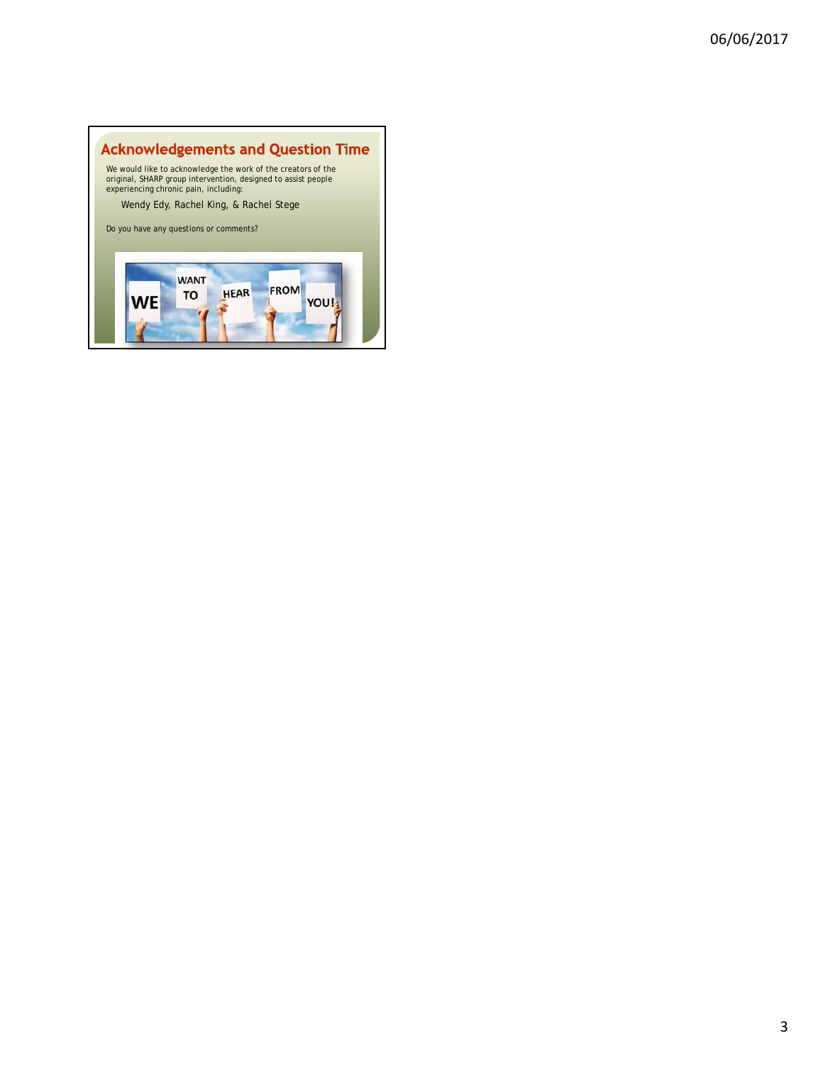## Acknowledgements and Question Time

We would like to acknowledge the work of the creators of the original, SHARP group intervention, designed to assist people experiencing chronic pain, including:

Wendy Edy, Rachel King, & Rachel Stege

Do you have any questions or comments?

WE WANT TO HEAR FROM YOU!